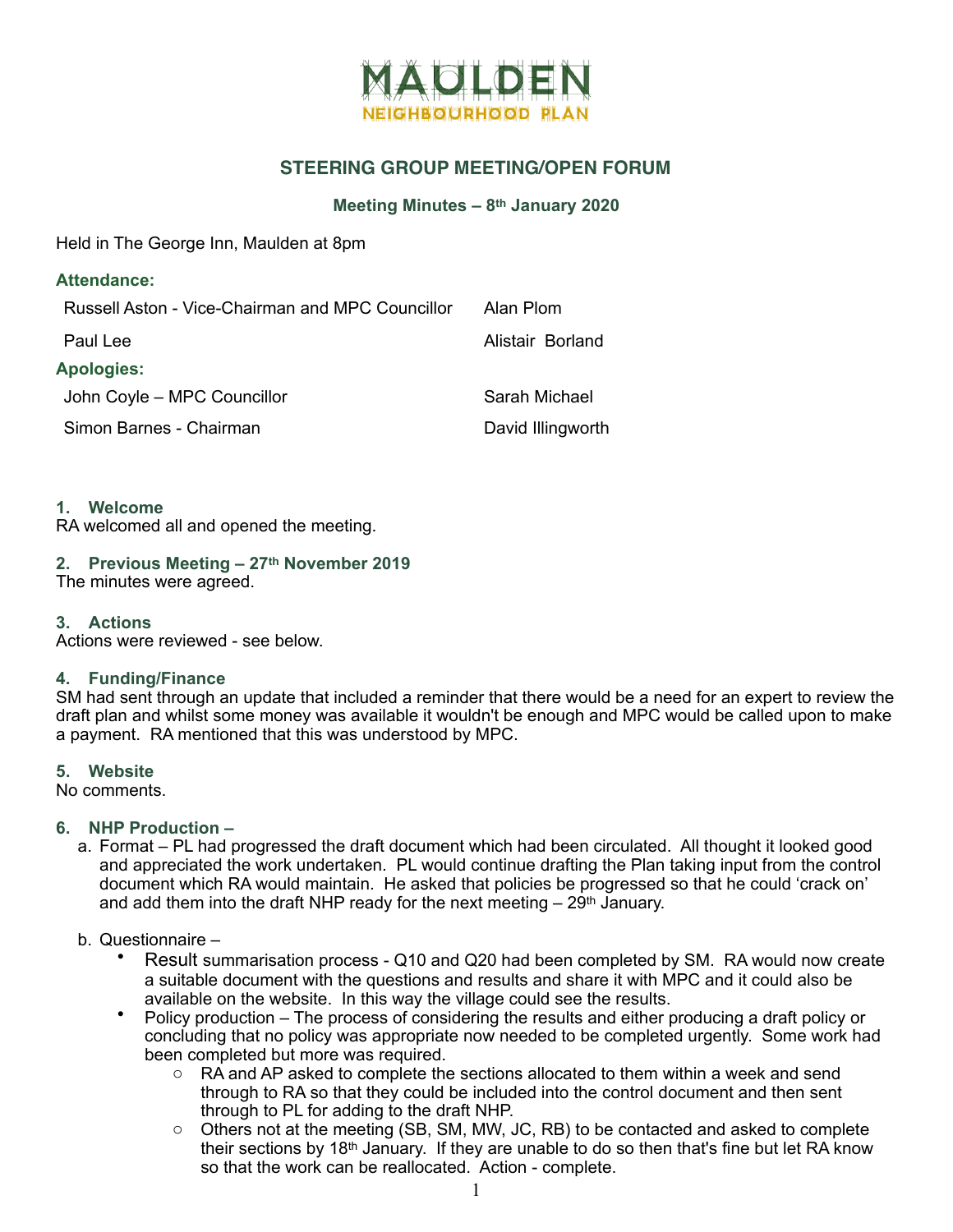# MAULDEN
## NEIGHBOURHOOD PLAN

### STEERING GROUP MEETING/OPEN FORUM

**Meeting Minutes – 8th January 2020**

Held in The George Inn, Maulden at 8pm

**Attendance:**

| | |
|---|---|
| Russell Aston - Vice-Chairman and MPC Councillor | Alan Plom |
| Paul Lee | Alistair Borland |

**Apologies:**

| | |
|---|---|
| John Coyle – MPC Councillor | Sarah Michael |
| Simon Barnes - Chairman | David Illingworth |

### 1. Welcome
RA welcomed all and opened the meeting.

### 2. Previous Meeting – 27th November 2019
The minutes were agreed.

### 3. Actions
Actions were reviewed - see below.

### 4. Funding/Finance
SM had sent through an update that included a reminder that there would be a need for an expert to review the draft plan and whilst some money was available it wouldn't be enough and MPC would be called upon to make a payment. RA mentioned that this was understood by MPC.

### 5. Website
No comments.

### 6. NHP Production –
a. Format – PL had progressed the draft document which had been circulated. All thought it looked good and appreciated the work undertaken. PL would continue drafting the Plan taking input from the control document which RA would maintain. He asked that policies be progressed so that he could 'crack on' and add them into the draft NHP ready for the next meeting – 29th January.

b. Questionnaire –
- Result summarisation process - Q10 and Q20 had been completed by SM. RA would now create a suitable document with the questions and results and share it with MPC and it could also be available on the website. In this way the village could see the results.
- Policy production – The process of considering the results and either producing a draft policy or concluding that no policy was appropriate now needed to be completed urgently. Some work had been completed but more was required.
  - RA and AP asked to complete the sections allocated to them within a week and send through to RA so that they could be included into the control document and then sent through to PL for adding to the draft NHP.
  - Others not at the meeting (SB, SM, MW, JC, RB) to be contacted and asked to complete their sections by 18th January. If they are unable to do so then that's fine but let RA know so that the work can be reallocated. Action - complete.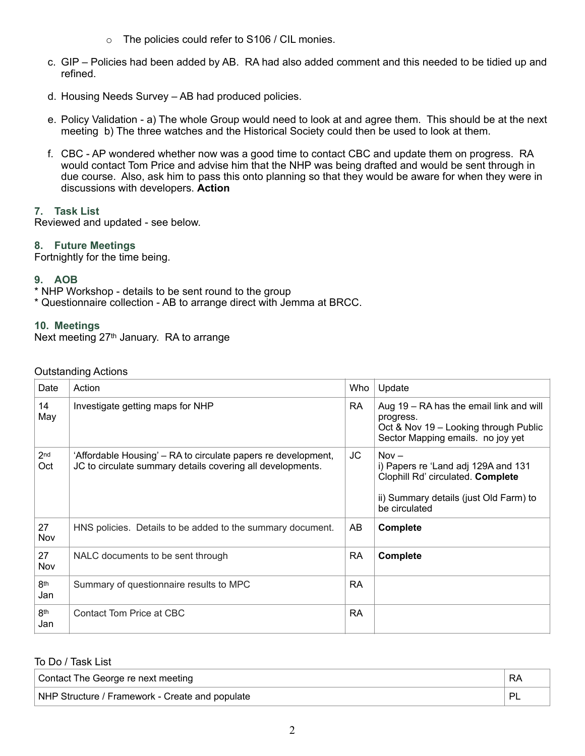- The policies could refer to S106 / CIL monies.

c. GIP – Policies had been added by AB. RA had also added comment and this needed to be tidied up and refined.

d. Housing Needs Survey – AB had produced policies.

e. Policy Validation - a) The whole Group would need to look at and agree them. This should be at the next meeting b) The three watches and the Historical Society could then be used to look at them.

f. CBC - AP wondered whether now was a good time to contact CBC and update them on progress. RA would contact Tom Price and advise him that the NHP was being drafted and would be sent through in due course. Also, ask him to pass this onto planning so that they would be aware for when they were in discussions with developers. **Action**

### 7. Task List

Reviewed and updated - see below.

### 8. Future Meetings

Fortnightly for the time being.

### 9. AOB

* NHP Workshop - details to be sent round to the group
* Questionnaire collection - AB to arrange direct with Jemma at BRCC.

### 10. Meetings

Next meeting 27th January. RA to arrange

Outstanding Actions

| Date | Action | Who | Update |
|---|---|---|---|
| 14 May | Investigate getting maps for NHP | RA | Aug 19 – RA has the email link and will progress.<br>Oct & Nov 19 – Looking through Public Sector Mapping emails. no joy yet |
| 2nd Oct | 'Affordable Housing' – RA to circulate papers re development, JC to circulate summary details covering all developments. | JC | Nov –<br>i) Papers re 'Land adj 129A and 131 Clophill Rd' circulated. **Complete**<br><br>ii) Summary details (just Old Farm) to be circulated |
| 27 Nov | HNS policies. Details to be added to the summary document. | AB | **Complete** |
| 27 Nov | NALC documents to be sent through | RA | **Complete** |
| 8th Jan | Summary of questionnaire results to MPC | RA | |
| 8th Jan | Contact Tom Price at CBC | RA | |

To Do / Task List

| | |
|---|---|
| Contact The George re next meeting | RA |
| NHP Structure / Framework - Create and populate | PL |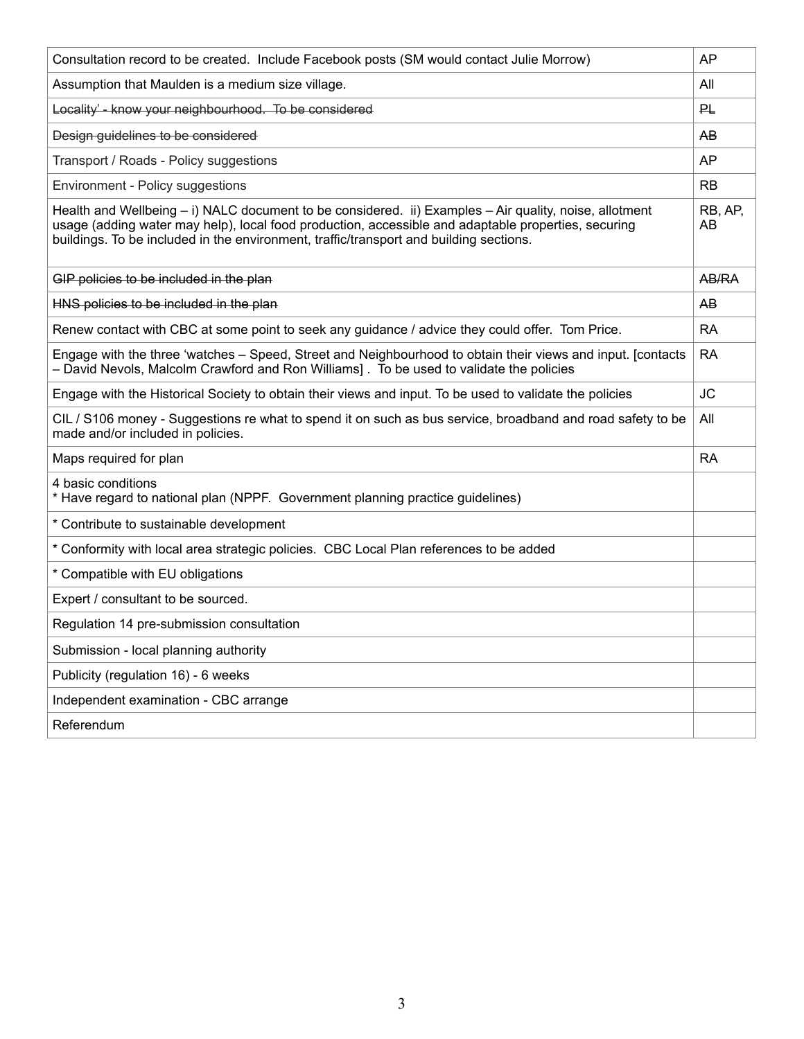| | |
|---|---|
| Consultation record to be created. Include Facebook posts (SM would contact Julie Morrow) | AP |
| Assumption that Maulden is a medium size village. | All |
| ~~Locality' - know your neighbourhood. To be considered~~ | ~~PL~~ |
| ~~Design guidelines to be considered~~ | ~~AB~~ |
| Transport / Roads - Policy suggestions | AP |
| Environment - Policy suggestions | RB |
| Health and Wellbeing – i) NALC document to be considered. ii) Examples – Air quality, noise, allotment usage (adding water may help), local food production, accessible and adaptable properties, securing buildings. To be included in the environment, traffic/transport and building sections. | RB, AP, AB |
| ~~GIP policies to be included in the plan~~ | ~~AB/RA~~ |
| ~~HNS policies to be included in the plan~~ | ~~AB~~ |
| Renew contact with CBC at some point to seek any guidance / advice they could offer. Tom Price. | RA |
| Engage with the three 'watches – Speed, Street and Neighbourhood to obtain their views and input. [contacts – David Nevols, Malcolm Crawford and Ron Williams] . To be used to validate the policies | RA |
| Engage with the Historical Society to obtain their views and input. To be used to validate the policies | JC |
| CIL / S106 money - Suggestions re what to spend it on such as bus service, broadband and road safety to be made and/or included in policies. | All |
| Maps required for plan | RA |
| 4 basic conditions<br>* Have regard to national plan (NPPF. Government planning practice guidelines) | |
| * Contribute to sustainable development | |
| * Conformity with local area strategic policies. CBC Local Plan references to be added | |
| * Compatible with EU obligations | |
| Expert / consultant to be sourced. | |
| Regulation 14 pre-submission consultation | |
| Submission - local planning authority | |
| Publicity (regulation 16) - 6 weeks | |
| Independent examination - CBC arrange | |
| Referendum | |